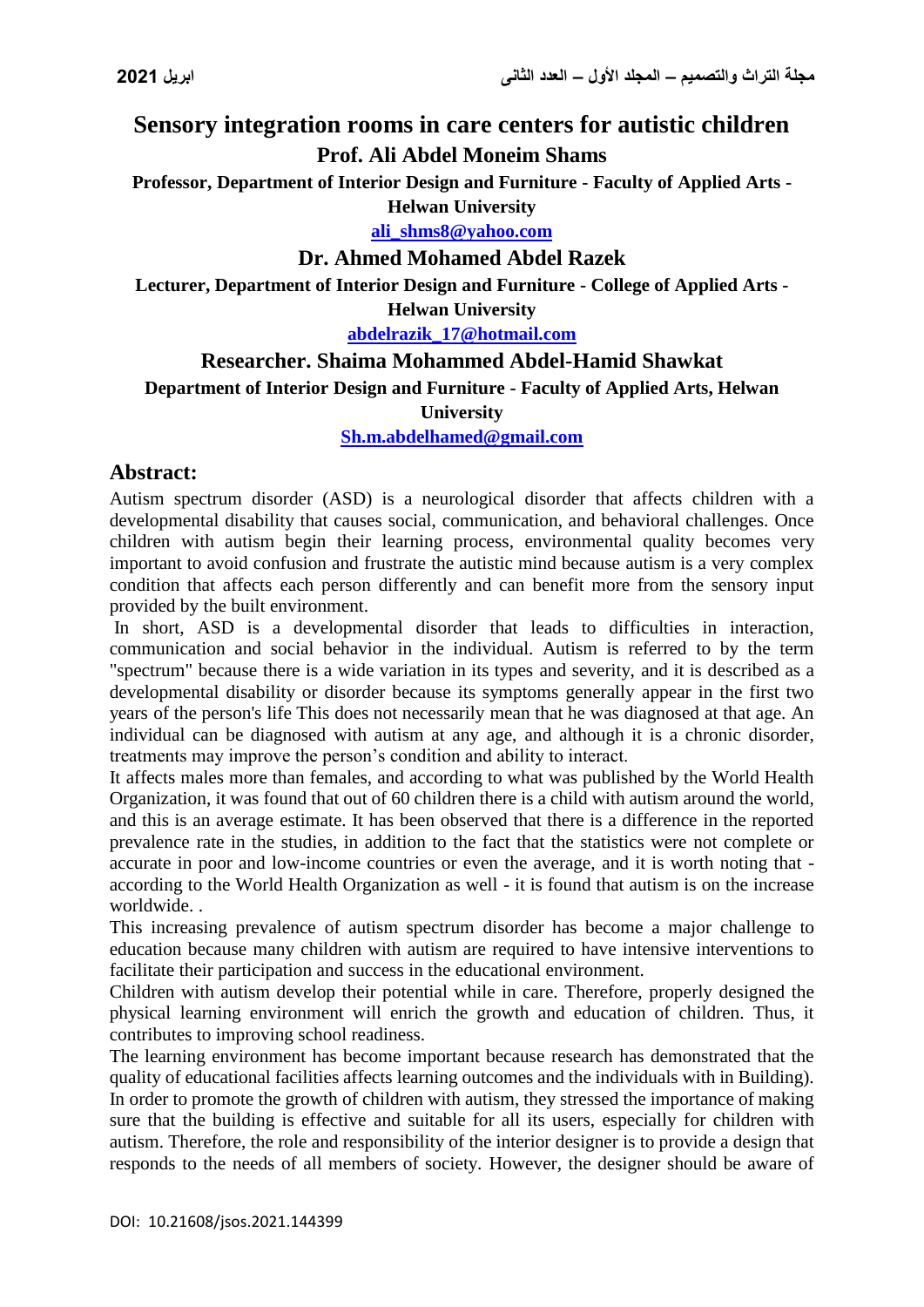# Sensory integration rooms in care centers for autistic children

**Prof. Ali Abdel Moneim Shams**

**Professor, Department of Interior Design and Furniture - Faculty of Applied Arts - Helwan University**

**ali_shms8@yahoo.com**

**Dr. Ahmed Mohamed Abdel Razek**

**Lecturer, Department of Interior Design and Furniture - College of Applied Arts - Helwan University**

**abdelrazik_17@hotmail.com**

**Researcher. Shaima Mohammed Abdel-Hamid Shawkat**

**Department of Interior Design and Furniture - Faculty of Applied Arts, Helwan University**

**Sh.m.abdelhamed@gmail.com**

## Abstract:

Autism spectrum disorder (ASD) is a neurological disorder that affects children with a developmental disability that causes social, communication, and behavioral challenges. Once children with autism begin their learning process, environmental quality becomes very important to avoid confusion and frustrate the autistic mind because autism is a very complex condition that affects each person differently and can benefit more from the sensory input provided by the built environment.

In short, ASD is a developmental disorder that leads to difficulties in interaction, communication and social behavior in the individual. Autism is referred to by the term "spectrum" because there is a wide variation in its types and severity, and it is described as a developmental disability or disorder because its symptoms generally appear in the first two years of the person's life This does not necessarily mean that he was diagnosed at that age. An individual can be diagnosed with autism at any age, and although it is a chronic disorder, treatments may improve the person's condition and ability to interact.

It affects males more than females, and according to what was published by the World Health Organization, it was found that out of 60 children there is a child with autism around the world, and this is an average estimate. It has been observed that there is a difference in the reported prevalence rate in the studies, in addition to the fact that the statistics were not complete or accurate in poor and low-income countries or even the average, and it is worth noting that - according to the World Health Organization as well - it is found that autism is on the increase worldwide. .

This increasing prevalence of autism spectrum disorder has become a major challenge to education because many children with autism are required to have intensive interventions to facilitate their participation and success in the educational environment.

Children with autism develop their potential while in care. Therefore, properly designed the physical learning environment will enrich the growth and education of children. Thus, it contributes to improving school readiness.

The learning environment has become important because research has demonstrated that the quality of educational facilities affects learning outcomes and the individuals with in Building). In order to promote the growth of children with autism, they stressed the importance of making sure that the building is effective and suitable for all its users, especially for children with autism. Therefore, the role and responsibility of the interior designer is to provide a design that responds to the needs of all members of society. However, the designer should be aware of

DOI: 10.21608/jsos.2021.144399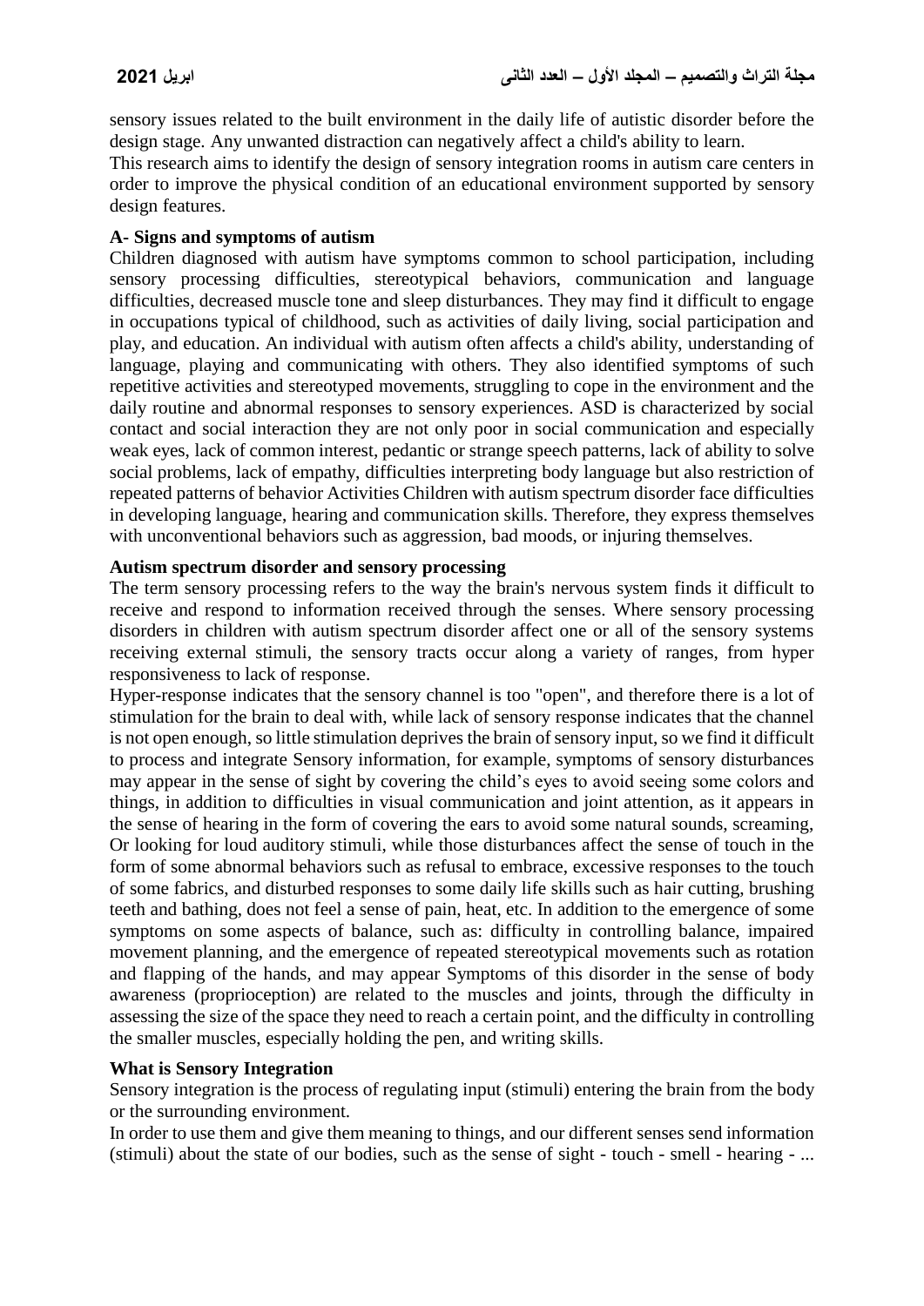sensory issues related to the built environment in the daily life of autistic disorder before the design stage. Any unwanted distraction can negatively affect a child's ability to learn.

This research aims to identify the design of sensory integration rooms in autism care centers in order to improve the physical condition of an educational environment supported by sensory design features.

### A- Signs and symptoms of autism

Children diagnosed with autism have symptoms common to school participation, including sensory processing difficulties, stereotypical behaviors, communication and language difficulties, decreased muscle tone and sleep disturbances. They may find it difficult to engage in occupations typical of childhood, such as activities of daily living, social participation and play, and education. An individual with autism often affects a child's ability, understanding of language, playing and communicating with others. They also identified symptoms of such repetitive activities and stereotyped movements, struggling to cope in the environment and the daily routine and abnormal responses to sensory experiences. ASD is characterized by social contact and social interaction they are not only poor in social communication and especially weak eyes, lack of common interest, pedantic or strange speech patterns, lack of ability to solve social problems, lack of empathy, difficulties interpreting body language but also restriction of repeated patterns of behavior Activities Children with autism spectrum disorder face difficulties in developing language, hearing and communication skills. Therefore, they express themselves with unconventional behaviors such as aggression, bad moods, or injuring themselves.

### Autism spectrum disorder and sensory processing

The term sensory processing refers to the way the brain's nervous system finds it difficult to receive and respond to information received through the senses. Where sensory processing disorders in children with autism spectrum disorder affect one or all of the sensory systems receiving external stimuli, the sensory tracts occur along a variety of ranges, from hyper responsiveness to lack of response.

Hyper-response indicates that the sensory channel is too "open", and therefore there is a lot of stimulation for the brain to deal with, while lack of sensory response indicates that the channel is not open enough, so little stimulation deprives the brain of sensory input, so we find it difficult to process and integrate Sensory information, for example, symptoms of sensory disturbances may appear in the sense of sight by covering the child's eyes to avoid seeing some colors and things, in addition to difficulties in visual communication and joint attention, as it appears in the sense of hearing in the form of covering the ears to avoid some natural sounds, screaming, Or looking for loud auditory stimuli, while those disturbances affect the sense of touch in the form of some abnormal behaviors such as refusal to embrace, excessive responses to the touch of some fabrics, and disturbed responses to some daily life skills such as hair cutting, brushing teeth and bathing, does not feel a sense of pain, heat, etc. In addition to the emergence of some symptoms on some aspects of balance, such as: difficulty in controlling balance, impaired movement planning, and the emergence of repeated stereotypical movements such as rotation and flapping of the hands, and may appear Symptoms of this disorder in the sense of body awareness (proprioception) are related to the muscles and joints, through the difficulty in assessing the size of the space they need to reach a certain point, and the difficulty in controlling the smaller muscles, especially holding the pen, and writing skills.

### What is Sensory Integration

Sensory integration is the process of regulating input (stimuli) entering the brain from the body or the surrounding environment.

In order to use them and give them meaning to things, and our different senses send information (stimuli) about the state of our bodies, such as the sense of sight - touch - smell - hearing - ...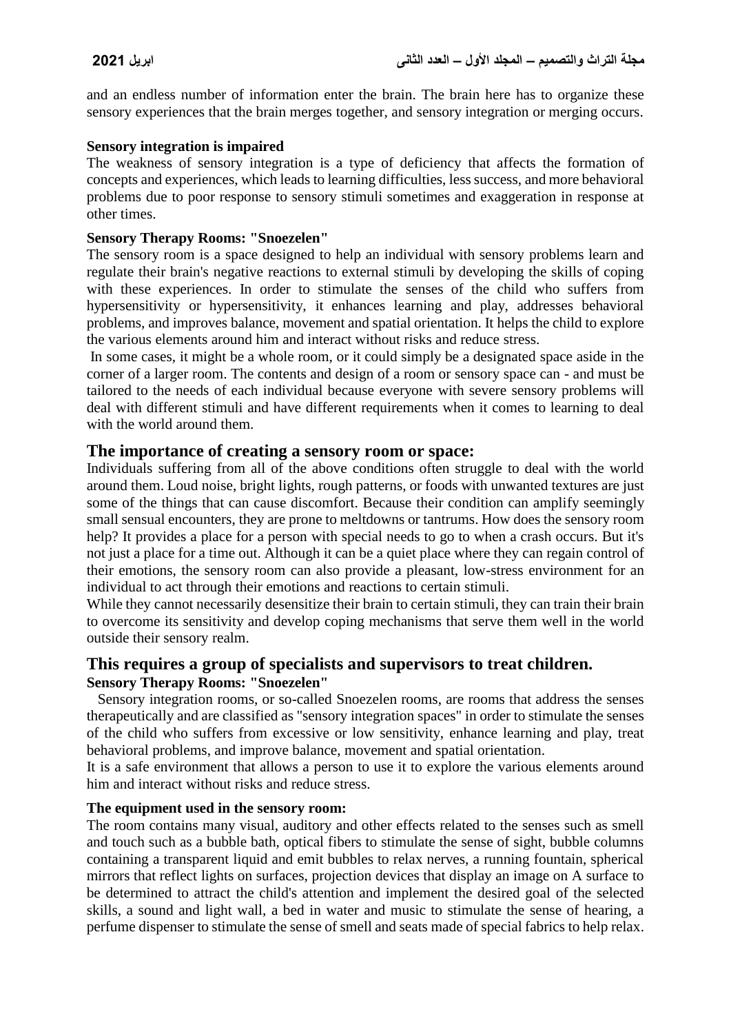and an endless number of information enter the brain. The brain here has to organize these sensory experiences that the brain merges together, and sensory integration or merging occurs.

**Sensory integration is impaired**

The weakness of sensory integration is a type of deficiency that affects the formation of concepts and experiences, which leads to learning difficulties, less success, and more behavioral problems due to poor response to sensory stimuli sometimes and exaggeration in response at other times.

**Sensory Therapy Rooms: "Snoezelen"**

The sensory room is a space designed to help an individual with sensory problems learn and regulate their brain's negative reactions to external stimuli by developing the skills of coping with these experiences. In order to stimulate the senses of the child who suffers from hypersensitivity or hypersensitivity, it enhances learning and play, addresses behavioral problems, and improves balance, movement and spatial orientation. It helps the child to explore the various elements around him and interact without risks and reduce stress.

In some cases, it might be a whole room, or it could simply be a designated space aside in the corner of a larger room. The contents and design of a room or sensory space can - and must be tailored to the needs of each individual because everyone with severe sensory problems will deal with different stimuli and have different requirements when it comes to learning to deal with the world around them.

## The importance of creating a sensory room or space:

Individuals suffering from all of the above conditions often struggle to deal with the world around them. Loud noise, bright lights, rough patterns, or foods with unwanted textures are just some of the things that can cause discomfort. Because their condition can amplify seemingly small sensual encounters, they are prone to meltdowns or tantrums. How does the sensory room help? It provides a place for a person with special needs to go to when a crash occurs. But it's not just a place for a time out. Although it can be a quiet place where they can regain control of their emotions, the sensory room can also provide a pleasant, low-stress environment for an individual to act through their emotions and reactions to certain stimuli.

While they cannot necessarily desensitize their brain to certain stimuli, they can train their brain to overcome its sensitivity and develop coping mechanisms that serve them well in the world outside their sensory realm.

## This requires a group of specialists and supervisors to treat children.

**Sensory Therapy Rooms: "Snoezelen"**

Sensory integration rooms, or so-called Snoezelen rooms, are rooms that address the senses therapeutically and are classified as "sensory integration spaces" in order to stimulate the senses of the child who suffers from excessive or low sensitivity, enhance learning and play, treat behavioral problems, and improve balance, movement and spatial orientation.

It is a safe environment that allows a person to use it to explore the various elements around him and interact without risks and reduce stress.

**The equipment used in the sensory room:**

The room contains many visual, auditory and other effects related to the senses such as smell and touch such as a bubble bath, optical fibers to stimulate the sense of sight, bubble columns containing a transparent liquid and emit bubbles to relax nerves, a running fountain, spherical mirrors that reflect lights on surfaces, projection devices that display an image on A surface to be determined to attract the child's attention and implement the desired goal of the selected skills, a sound and light wall, a bed in water and music to stimulate the sense of hearing, a perfume dispenser to stimulate the sense of smell and seats made of special fabrics to help relax.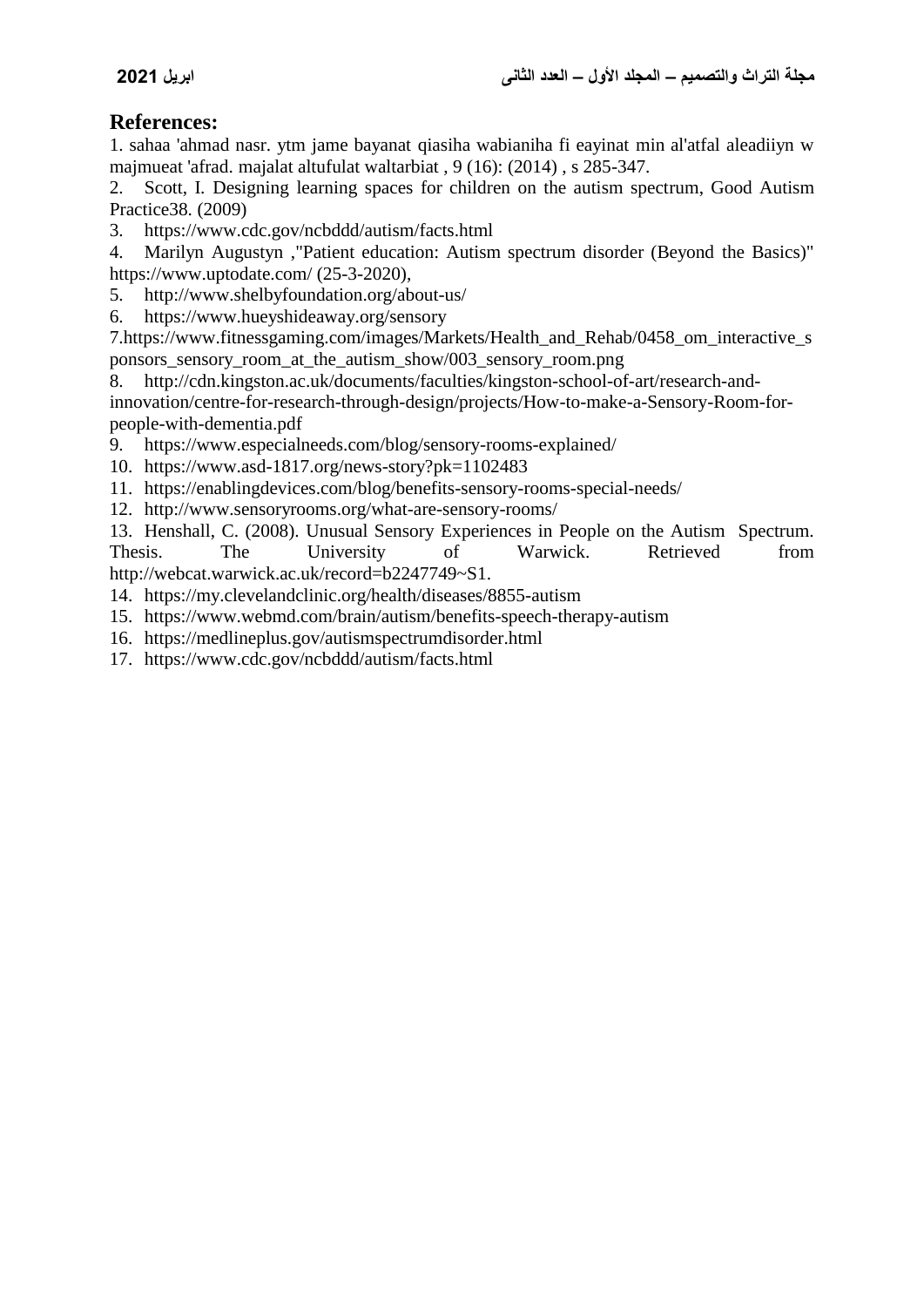## References:

1. sahaa 'ahmad nasr. ytm jame bayanat qiasiha wabianiha fi eayinat min al'atfal aleadiiyn w majmueat 'afrad. majalat altufulat waltarbiat , 9 (16): (2014) , s 285-347.
2. Scott, I. Designing learning spaces for children on the autism spectrum, Good Autism Practice38. (2009)
3. https://www.cdc.gov/ncbddd/autism/facts.html
4. Marilyn Augustyn ,"Patient education: Autism spectrum disorder (Beyond the Basics)" https://www.uptodate.com/ (25-3-2020),
5. http://www.shelbyfoundation.org/about-us/
6. https://www.hueyshideaway.org/sensory
7. https://www.fitnessgaming.com/images/Markets/Health_and_Rehab/0458_om_interactive_sponsors_sensory_room_at_the_autism_show/003_sensory_room.png
8. http://cdn.kingston.ac.uk/documents/faculties/kingston-school-of-art/research-and-innovation/centre-for-research-through-design/projects/How-to-make-a-Sensory-Room-for-people-with-dementia.pdf
9. https://www.especialneeds.com/blog/sensory-rooms-explained/
10. https://www.asd-1817.org/news-story?pk=1102483
11. https://enablingdevices.com/blog/benefits-sensory-rooms-special-needs/
12. http://www.sensoryrooms.org/what-are-sensory-rooms/
13. Henshall, C. (2008). Unusual Sensory Experiences in People on the Autism Spectrum. Thesis. The University of Warwick. Retrieved from http://webcat.warwick.ac.uk/record=b2247749~S1.
14. https://my.clevelandclinic.org/health/diseases/8855-autism
15. https://www.webmd.com/brain/autism/benefits-speech-therapy-autism
16. https://medlineplus.gov/autismspectrumdisorder.html
17. https://www.cdc.gov/ncbddd/autism/facts.html